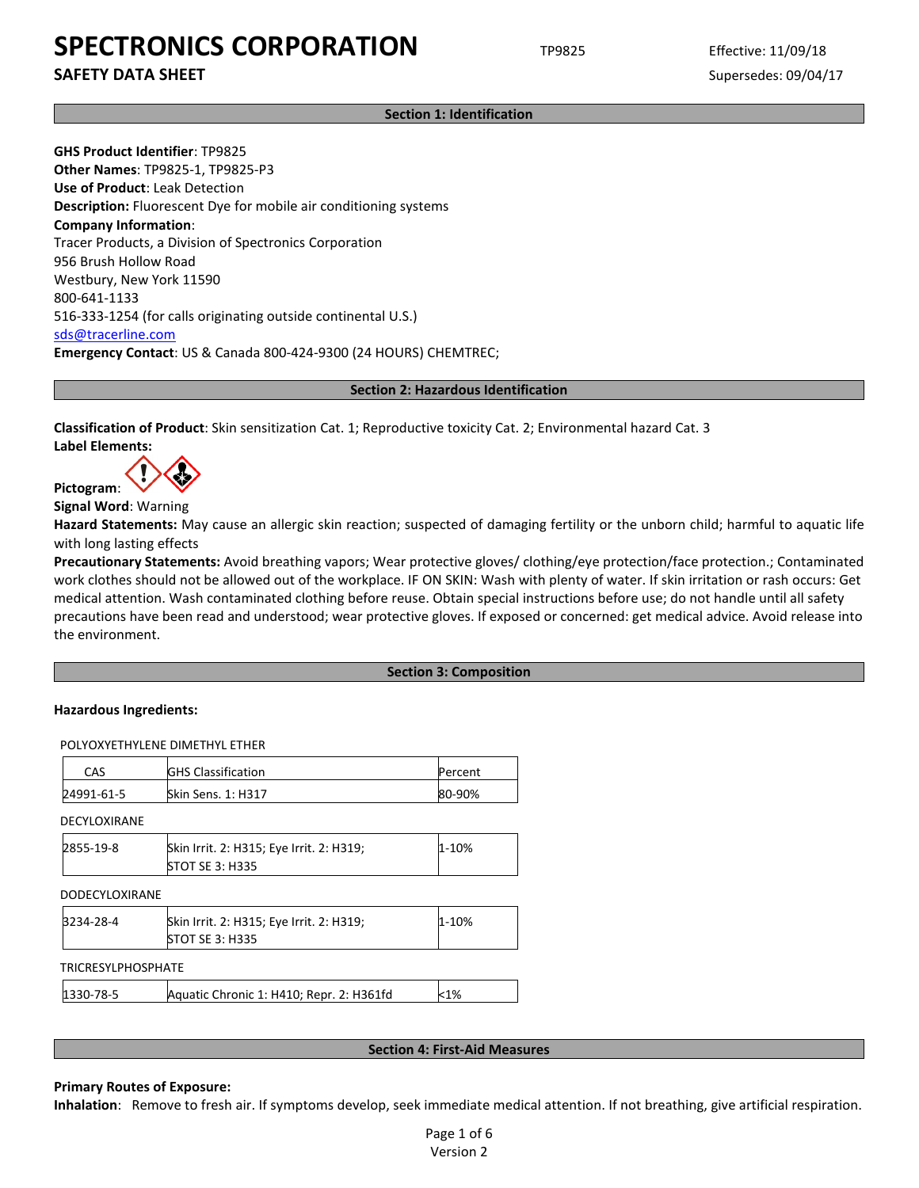# SPECTRONICS CORPORATION

**SAFETY DATA SHEET**

TP9825

Effective: 11/09/18

Supersedes: 09/04/17

## Section 1: Identification

**GHS Product Identifier**: TP9825
**Other Names**: TP9825-1, TP9825-P3
**Use of Product**: Leak Detection
**Description:** Fluorescent Dye for mobile air conditioning systems
**Company Information**:
Tracer Products, a Division of Spectronics Corporation
956 Brush Hollow Road
Westbury, New York 11590
800-641-1133
516-333-1254 (for calls originating outside continental U.S.)
sds@tracerline.com
**Emergency Contact**: US & Canada 800-424-9300 (24 HOURS) CHEMTREC;

## Section 2: Hazardous Identification

**Classification of Product**: Skin sensitization Cat. 1; Reproductive toxicity Cat. 2; Environmental hazard Cat. 3
**Label Elements:**
**Pictogram**:
**Signal Word**: Warning
**Hazard Statements:** May cause an allergic skin reaction; suspected of damaging fertility or the unborn child; harmful to aquatic life with long lasting effects
**Precautionary Statements:** Avoid breathing vapors; Wear protective gloves/ clothing/eye protection/face protection.; Contaminated work clothes should not be allowed out of the workplace. IF ON SKIN: Wash with plenty of water. If skin irritation or rash occurs: Get medical attention. Wash contaminated clothing before reuse. Obtain special instructions before use; do not handle until all safety precautions have been read and understood; wear protective gloves. If exposed or concerned: get medical advice. Avoid release into the environment.

## Section 3: Composition

**Hazardous Ingredients:**

POLYOXYETHYLENE DIMETHYL ETHER

| CAS | GHS Classification | Percent |
|---|---|---|
| 24991-61-5 | Skin Sens. 1: H317 | 80-90% |

DECYLOXIRANE

| CAS | GHS Classification | Percent |
|---|---|---|
| 2855-19-8 | Skin Irrit. 2: H315; Eye Irrit. 2: H319; STOT SE 3: H335 | 1-10% |

DODECYLOXIRANE

| CAS | GHS Classification | Percent |
|---|---|---|
| 3234-28-4 | Skin Irrit. 2: H315; Eye Irrit. 2: H319; STOT SE 3: H335 | 1-10% |

TRICRESYLPHOSPHATE

| CAS | GHS Classification | Percent |
|---|---|---|
| 1330-78-5 | Aquatic Chronic 1: H410; Repr. 2: H361fd | <1% |

## Section 4: First-Aid Measures

**Primary Routes of Exposure:**
**Inhalation**: Remove to fresh air. If symptoms develop, seek immediate medical attention. If not breathing, give artificial respiration.

Version 2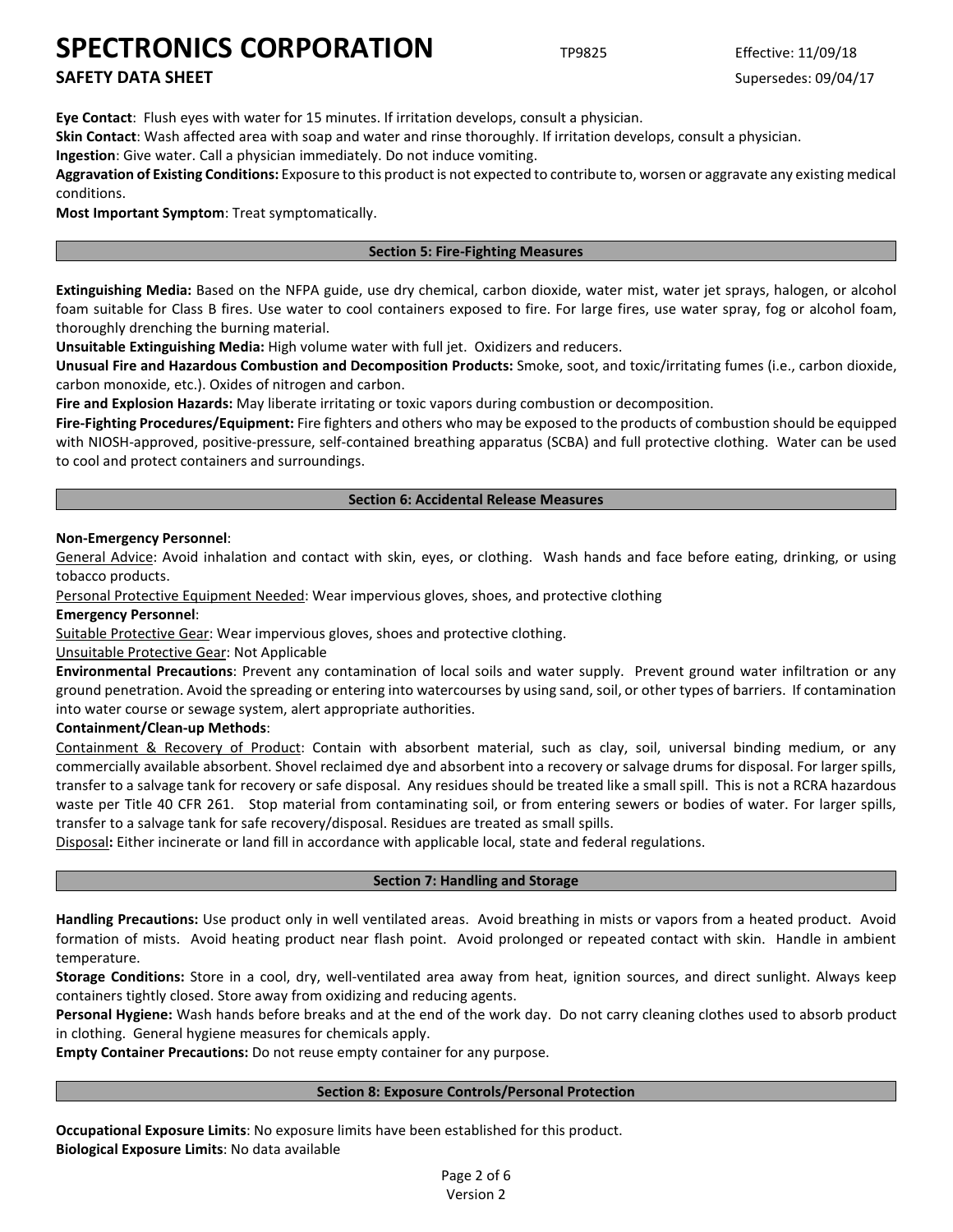**Eye Contact**: Flush eyes with water for 15 minutes. If irritation develops, consult a physician.

**Skin Contact**: Wash affected area with soap and water and rinse thoroughly. If irritation develops, consult a physician.

**Ingestion**: Give water. Call a physician immediately. Do not induce vomiting.

**Aggravation of Existing Conditions:** Exposure to this product is not expected to contribute to, worsen or aggravate any existing medical conditions.

**Most Important Symptom**: Treat symptomatically.

## Section 5: Fire-Fighting Measures

**Extinguishing Media:** Based on the NFPA guide, use dry chemical, carbon dioxide, water mist, water jet sprays, halogen, or alcohol foam suitable for Class B fires. Use water to cool containers exposed to fire. For large fires, use water spray, fog or alcohol foam, thoroughly drenching the burning material.

**Unsuitable Extinguishing Media:** High volume water with full jet. Oxidizers and reducers.

**Unusual Fire and Hazardous Combustion and Decomposition Products:** Smoke, soot, and toxic/irritating fumes (i.e., carbon dioxide, carbon monoxide, etc.). Oxides of nitrogen and carbon.

**Fire and Explosion Hazards:** May liberate irritating or toxic vapors during combustion or decomposition.

**Fire-Fighting Procedures/Equipment:** Fire fighters and others who may be exposed to the products of combustion should be equipped with NIOSH-approved, positive-pressure, self-contained breathing apparatus (SCBA) and full protective clothing. Water can be used to cool and protect containers and surroundings.

## Section 6: Accidental Release Measures

**Non-Emergency Personnel**:

General Advice: Avoid inhalation and contact with skin, eyes, or clothing. Wash hands and face before eating, drinking, or using tobacco products.

Personal Protective Equipment Needed: Wear impervious gloves, shoes, and protective clothing

**Emergency Personnel**:

Suitable Protective Gear: Wear impervious gloves, shoes and protective clothing.

Unsuitable Protective Gear: Not Applicable

**Environmental Precautions**: Prevent any contamination of local soils and water supply. Prevent ground water infiltration or any ground penetration. Avoid the spreading or entering into watercourses by using sand, soil, or other types of barriers. If contamination into water course or sewage system, alert appropriate authorities.

**Containment/Clean-up Methods**:

Containment & Recovery of Product: Contain with absorbent material, such as clay, soil, universal binding medium, or any commercially available absorbent. Shovel reclaimed dye and absorbent into a recovery or salvage drums for disposal. For larger spills, transfer to a salvage tank for recovery or safe disposal. Any residues should be treated like a small spill. This is not a RCRA hazardous waste per Title 40 CFR 261. Stop material from contaminating soil, or from entering sewers or bodies of water. For larger spills, transfer to a salvage tank for safe recovery/disposal. Residues are treated as small spills.

Disposal**:** Either incinerate or land fill in accordance with applicable local, state and federal regulations.

## Section 7: Handling and Storage

**Handling Precautions:** Use product only in well ventilated areas. Avoid breathing in mists or vapors from a heated product. Avoid formation of mists. Avoid heating product near flash point. Avoid prolonged or repeated contact with skin. Handle in ambient temperature.

**Storage Conditions:** Store in a cool, dry, well-ventilated area away from heat, ignition sources, and direct sunlight. Always keep containers tightly closed. Store away from oxidizing and reducing agents.

**Personal Hygiene:** Wash hands before breaks and at the end of the work day. Do not carry cleaning clothes used to absorb product in clothing. General hygiene measures for chemicals apply.

**Empty Container Precautions:** Do not reuse empty container for any purpose.

## Section 8: Exposure Controls/Personal Protection

**Occupational Exposure Limits**: No exposure limits have been established for this product.

**Biological Exposure Limits**: No data available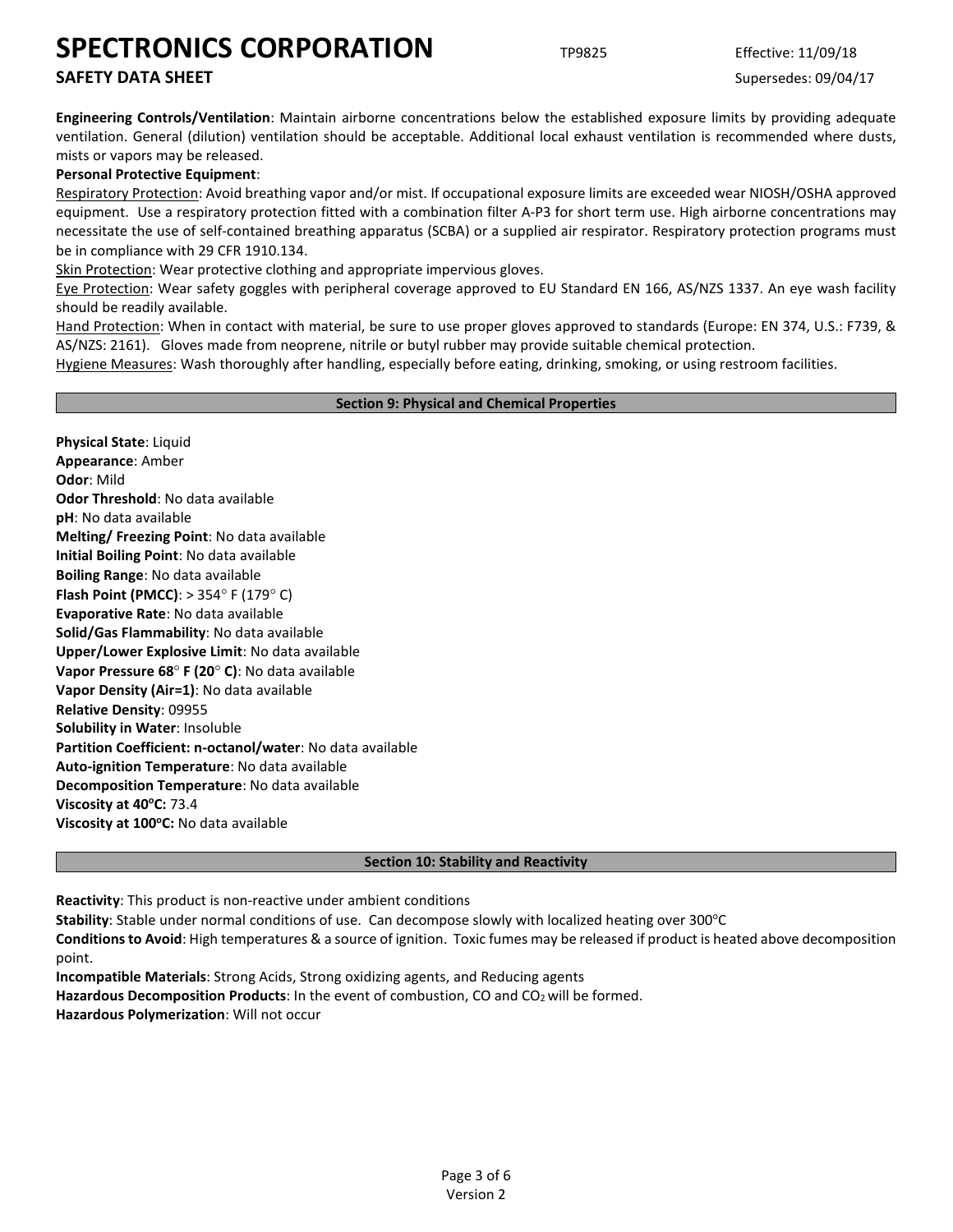**Engineering Controls/Ventilation**: Maintain airborne concentrations below the established exposure limits by providing adequate ventilation. General (dilution) ventilation should be acceptable. Additional local exhaust ventilation is recommended where dusts, mists or vapors may be released.

**Personal Protective Equipment**:

Respiratory Protection: Avoid breathing vapor and/or mist. If occupational exposure limits are exceeded wear NIOSH/OSHA approved equipment. Use a respiratory protection fitted with a combination filter A-P3 for short term use. High airborne concentrations may necessitate the use of self-contained breathing apparatus (SCBA) or a supplied air respirator. Respiratory protection programs must be in compliance with 29 CFR 1910.134.

Skin Protection: Wear protective clothing and appropriate impervious gloves.

Eye Protection: Wear safety goggles with peripheral coverage approved to EU Standard EN 166, AS/NZS 1337. An eye wash facility should be readily available.

Hand Protection: When in contact with material, be sure to use proper gloves approved to standards (Europe: EN 374, U.S.: F739, & AS/NZS: 2161). Gloves made from neoprene, nitrile or butyl rubber may provide suitable chemical protection.

Hygiene Measures: Wash thoroughly after handling, especially before eating, drinking, smoking, or using restroom facilities.

## Section 9: Physical and Chemical Properties

**Physical State**: Liquid
**Appearance**: Amber
**Odor**: Mild
**Odor Threshold**: No data available
**pH**: No data available
**Melting/ Freezing Point**: No data available
**Initial Boiling Point**: No data available
**Boiling Range**: No data available
**Flash Point (PMCC)**: > 354° F (179° C)
**Evaporative Rate**: No data available
**Solid/Gas Flammability**: No data available
**Upper/Lower Explosive Limit**: No data available
**Vapor Pressure 68° F (20° C)**: No data available
**Vapor Density (Air=1)**: No data available
**Relative Density**: 09955
**Solubility in Water**: Insoluble
**Partition Coefficient: n-octanol/water**: No data available
**Auto-ignition Temperature**: No data available
**Decomposition Temperature**: No data available
**Viscosity at 40°C:** 73.4
**Viscosity at 100°C:** No data available

## Section 10: Stability and Reactivity

**Reactivity**: This product is non-reactive under ambient conditions
**Stability**: Stable under normal conditions of use. Can decompose slowly with localized heating over 300°C
**Conditions to Avoid**: High temperatures & a source of ignition. Toxic fumes may be released if product is heated above decomposition point.
**Incompatible Materials**: Strong Acids, Strong oxidizing agents, and Reducing agents
**Hazardous Decomposition Products**: In the event of combustion, CO and $CO_2$ will be formed.
**Hazardous Polymerization**: Will not occur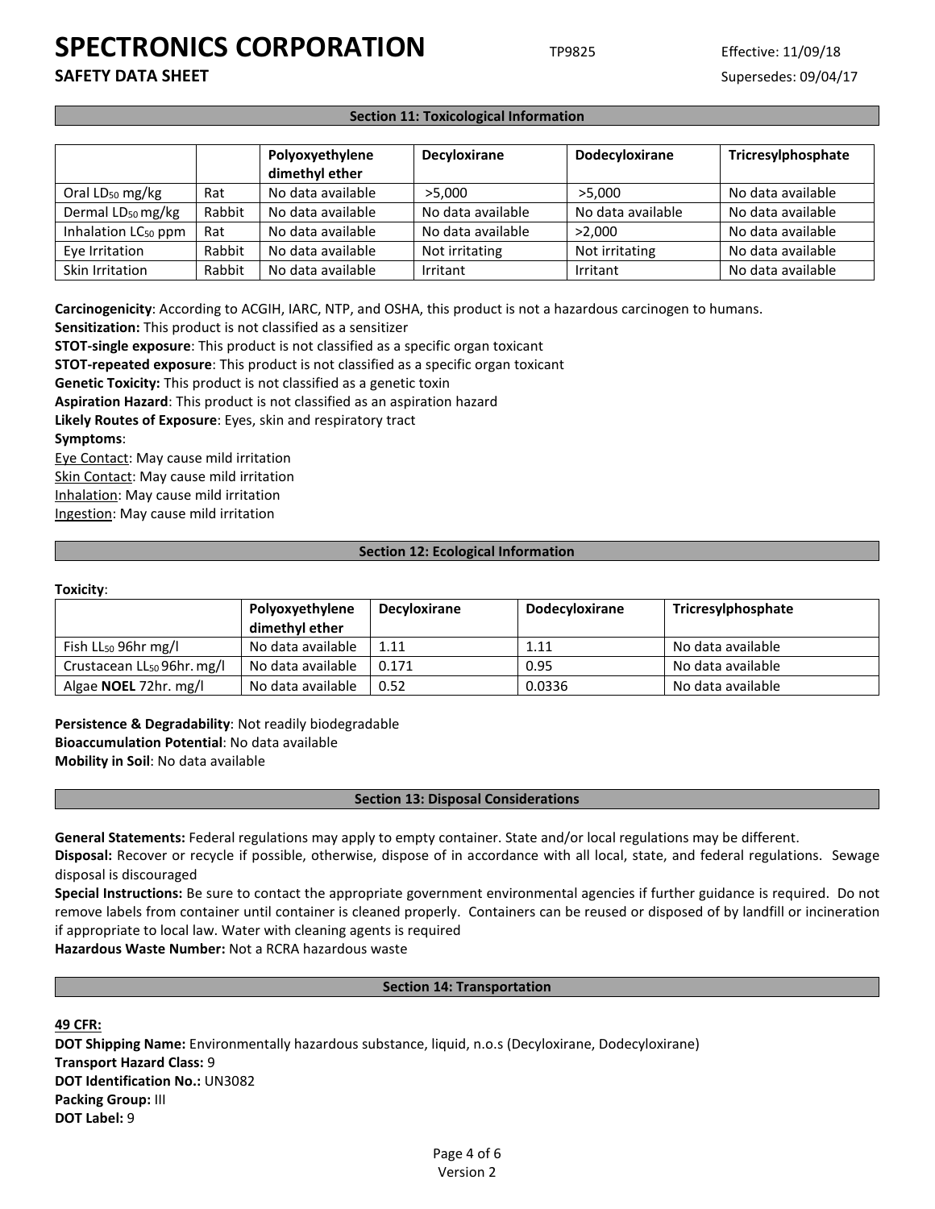## Section 11: Toxicological Information

| | | Polyoxyethylene dimethyl ether | Decyloxirane | Dodecyloxirane | Tricresylphosphate |
|---|---|---|---|---|---|
| Oral $LD_{50}$ mg/kg | Rat | No data available | >5,000 | >5,000 | No data available |
| Dermal $LD_{50}$ mg/kg | Rabbit | No data available | No data available | No data available | No data available |
| Inhalation $LC_{50}$ ppm | Rat | No data available | No data available | >2,000 | No data available |
| Eye Irritation | Rabbit | No data available | Not irritating | Not irritating | No data available |
| Skin Irritation | Rabbit | No data available | Irritant | Irritant | No data available |

**Carcinogenicity**: According to ACGIH, IARC, NTP, and OSHA, this product is not a hazardous carcinogen to humans.
**Sensitization:** This product is not classified as a sensitizer
**STOT-single exposure**: This product is not classified as a specific organ toxicant
**STOT-repeated exposure**: This product is not classified as a specific organ toxicant
**Genetic Toxicity:** This product is not classified as a genetic toxin
**Aspiration Hazard**: This product is not classified as an aspiration hazard
**Likely Routes of Exposure**: Eyes, skin and respiratory tract
**Symptoms**:
Eye Contact: May cause mild irritation
Skin Contact: May cause mild irritation
Inhalation: May cause mild irritation
Ingestion: May cause mild irritation

## Section 12: Ecological Information

**Toxicity**:

| | Polyoxyethylene dimethyl ether | Decyloxirane | Dodecyloxirane | Tricresylphosphate |
|---|---|---|---|---|
| Fish $LL_{50}$ 96hr mg/l | No data available | 1.11 | 1.11 | No data available |
| Crustacean $LL_{50}$ 96hr. mg/l | No data available | 0.171 | 0.95 | No data available |
| Algae **NOEL** 72hr. mg/l | No data available | 0.52 | 0.0336 | No data available |

**Persistence & Degradability**: Not readily biodegradable
**Bioaccumulation Potential**: No data available
**Mobility in Soil**: No data available

## Section 13: Disposal Considerations

**General Statements:** Federal regulations may apply to empty container. State and/or local regulations may be different.
**Disposal:** Recover or recycle if possible, otherwise, dispose of in accordance with all local, state, and federal regulations. Sewage disposal is discouraged
**Special Instructions:** Be sure to contact the appropriate government environmental agencies if further guidance is required. Do not remove labels from container until container is cleaned properly. Containers can be reused or disposed of by landfill or incineration if appropriate to local law. Water with cleaning agents is required
**Hazardous Waste Number:** Not a RCRA hazardous waste

## Section 14: Transportation

**49 CFR:**
**DOT Shipping Name:** Environmentally hazardous substance, liquid, n.o.s (Decyloxirane, Dodecyloxirane)
**Transport Hazard Class:** 9
**DOT Identification No.:** UN3082
**Packing Group:** III
**DOT Label:** 9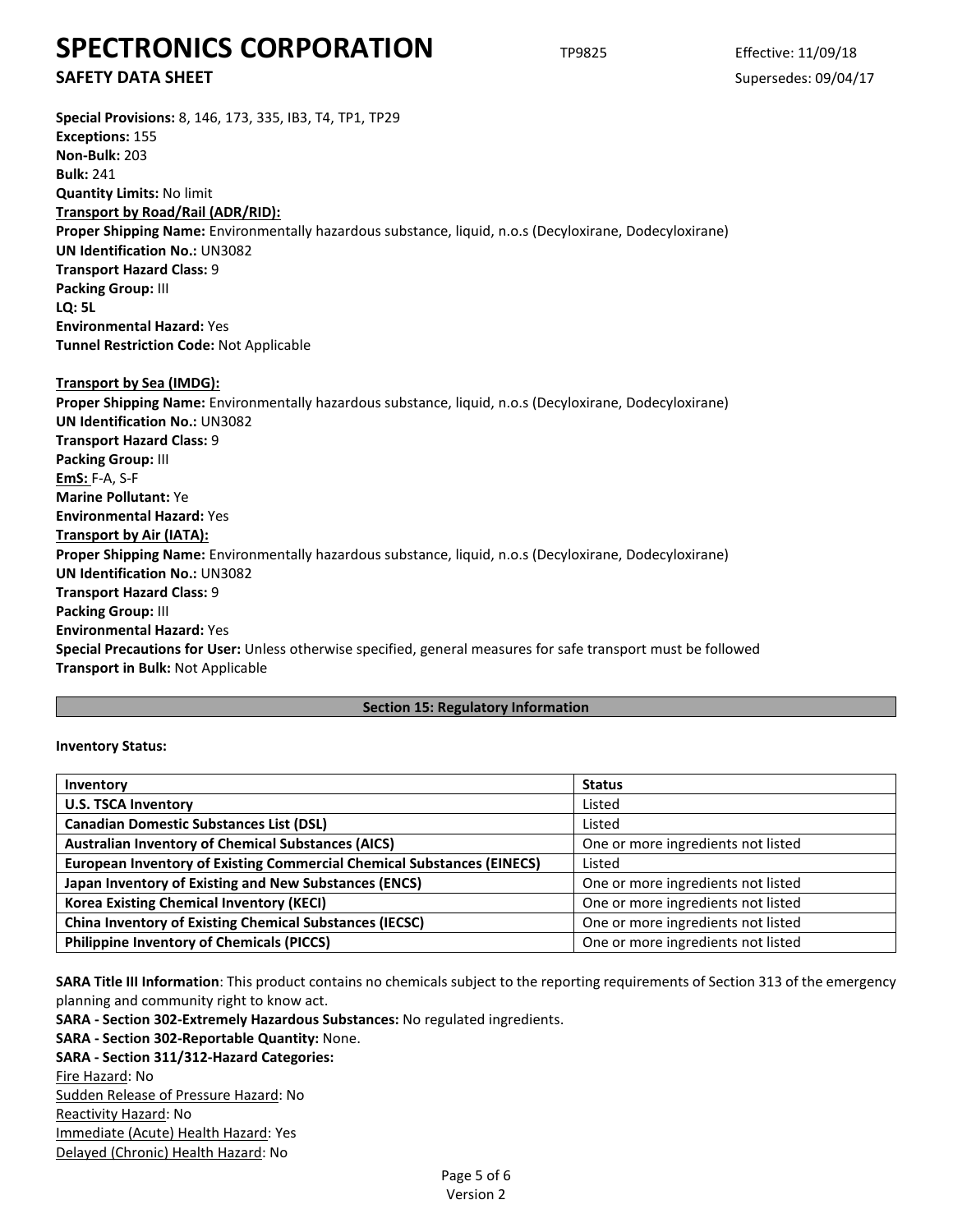**Special Provisions:** 8, 146, 173, 335, IB3, T4, TP1, TP29
**Exceptions:** 155
**Non-Bulk:** 203
**Bulk:** 241
**Quantity Limits:** No limit

**Transport by Road/Rail (ADR/RID):**

**Proper Shipping Name:** Environmentally hazardous substance, liquid, n.o.s (Decyloxirane, Dodecyloxirane)
**UN Identification No.:** UN3082
**Transport Hazard Class:** 9
**Packing Group:** III
**LQ: 5L**
**Environmental Hazard:** Yes
**Tunnel Restriction Code:** Not Applicable

**Transport by Sea (IMDG):**

**Proper Shipping Name:** Environmentally hazardous substance, liquid, n.o.s (Decyloxirane, Dodecyloxirane)
**UN Identification No.:** UN3082
**Transport Hazard Class:** 9
**Packing Group:** III
**EmS:** F-A, S-F
**Marine Pollutant:** Ye
**Environmental Hazard:** Yes

**Transport by Air (IATA):**

**Proper Shipping Name:** Environmentally hazardous substance, liquid, n.o.s (Decyloxirane, Dodecyloxirane)
**UN Identification No.:** UN3082
**Transport Hazard Class:** 9
**Packing Group:** III
**Environmental Hazard:** Yes
**Special Precautions for User:** Unless otherwise specified, general measures for safe transport must be followed
**Transport in Bulk:** Not Applicable

## Section 15: Regulatory Information

**Inventory Status:**

| Inventory | Status |
|---|---|
| **U.S. TSCA Inventory** | Listed |
| **Canadian Domestic Substances List (DSL)** | Listed |
| **Australian Inventory of Chemical Substances (AICS)** | One or more ingredients not listed |
| **European Inventory of Existing Commercial Chemical Substances (EINECS)** | Listed |
| **Japan Inventory of Existing and New Substances (ENCS)** | One or more ingredients not listed |
| **Korea Existing Chemical Inventory (KECI)** | One or more ingredients not listed |
| **China Inventory of Existing Chemical Substances (IECSC)** | One or more ingredients not listed |
| **Philippine Inventory of Chemicals (PICCS)** | One or more ingredients not listed |

**SARA Title III Information**: This product contains no chemicals subject to the reporting requirements of Section 313 of the emergency planning and community right to know act.
**SARA - Section 302-Extremely Hazardous Substances:** No regulated ingredients.
**SARA - Section 302-Reportable Quantity:** None.
**SARA - Section 311/312-Hazard Categories:**
Fire Hazard: No
Sudden Release of Pressure Hazard: No
Reactivity Hazard: No
Immediate (Acute) Health Hazard: Yes
Delayed (Chronic) Health Hazard: No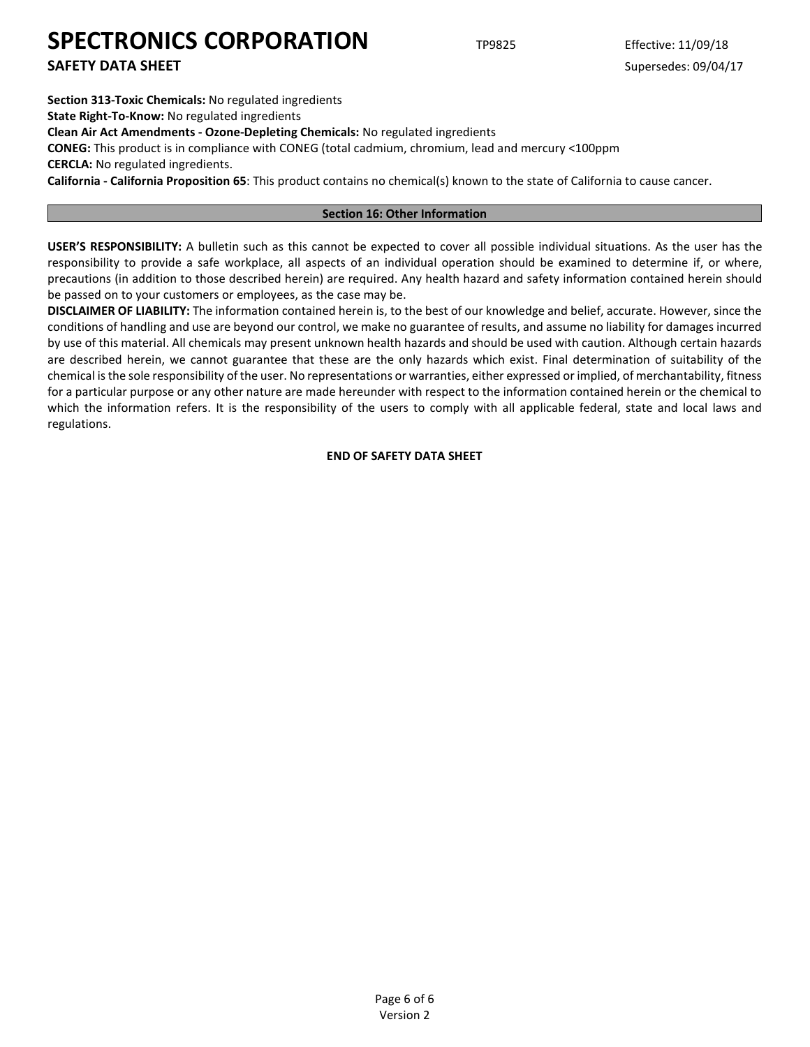**Section 313-Toxic Chemicals:** No regulated ingredients
**State Right-To-Know:** No regulated ingredients
**Clean Air Act Amendments - Ozone-Depleting Chemicals:** No regulated ingredients
**CONEG:** This product is in compliance with CONEG (total cadmium, chromium, lead and mercury <100ppm
**CERCLA:** No regulated ingredients.
**California - California Proposition 65**: This product contains no chemical(s) known to the state of California to cause cancer.

## Section 16: Other Information

**USER'S RESPONSIBILITY:** A bulletin such as this cannot be expected to cover all possible individual situations. As the user has the responsibility to provide a safe workplace, all aspects of an individual operation should be examined to determine if, or where, precautions (in addition to those described herein) are required. Any health hazard and safety information contained herein should be passed on to your customers or employees, as the case may be.

**DISCLAIMER OF LIABILITY:** The information contained herein is, to the best of our knowledge and belief, accurate. However, since the conditions of handling and use are beyond our control, we make no guarantee of results, and assume no liability for damages incurred by use of this material. All chemicals may present unknown health hazards and should be used with caution. Although certain hazards are described herein, we cannot guarantee that these are the only hazards which exist. Final determination of suitability of the chemical is the sole responsibility of the user. No representations or warranties, either expressed or implied, of merchantability, fitness for a particular purpose or any other nature are made hereunder with respect to the information contained herein or the chemical to which the information refers. It is the responsibility of the users to comply with all applicable federal, state and local laws and regulations.

**END OF SAFETY DATA SHEET**